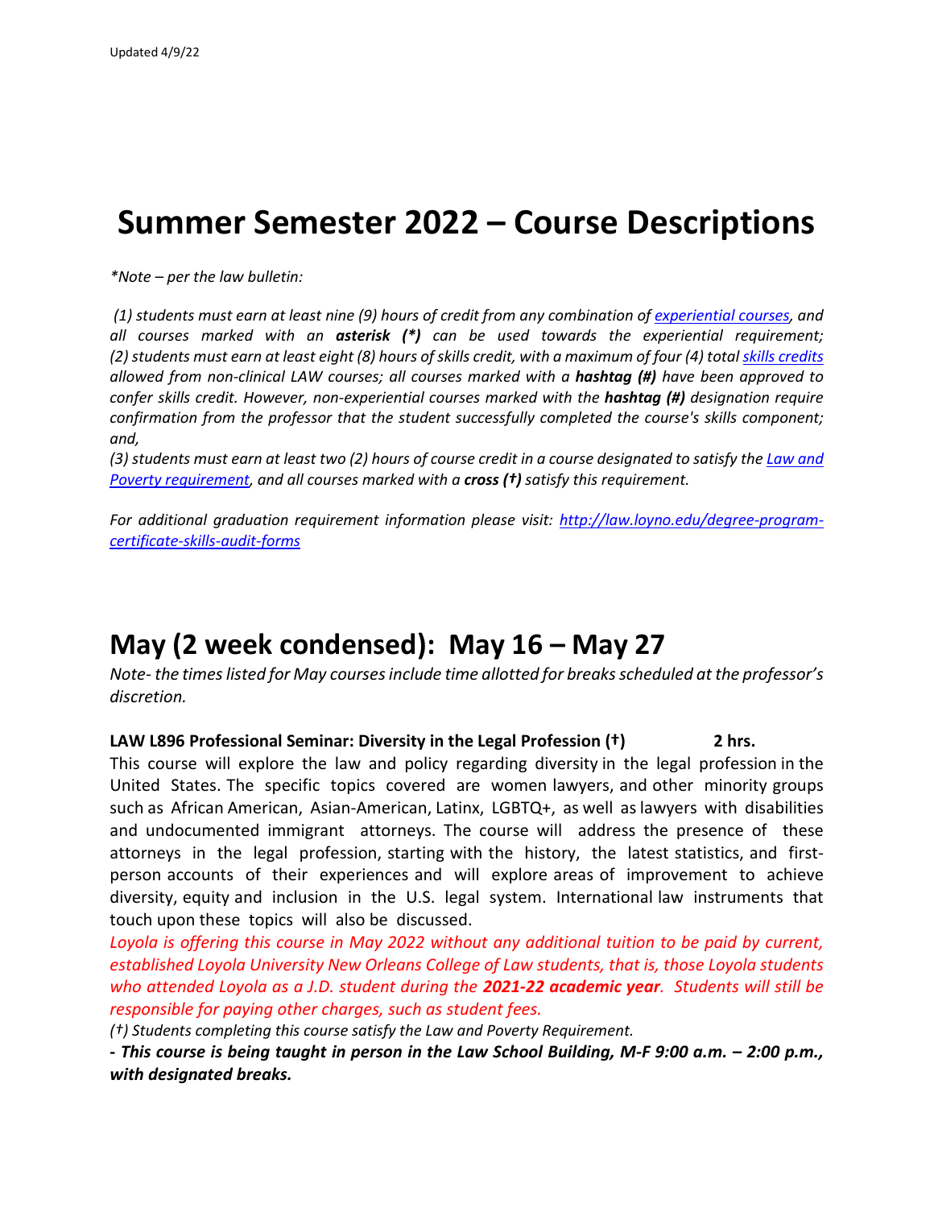Updated 4/9/22

# Summer Semester 2022 – Course Descriptions

*\*Note – per the law bulletin:*

*(1) students must earn at least nine (9) hours of credit from any combination of [experiential courses](), and all courses marked with an* ***asterisk (\*)*** *can be used towards the experiential requirement; (2) students must earn at least eight (8) hours of skills credit, with a maximum of four (4) total [skills credits]() allowed from non-clinical LAW courses; all courses marked with a* ***hashtag (#)*** *have been approved to confer skills credit. However, non-experiential courses marked with the* ***hashtag (#)*** *designation require confirmation from the professor that the student successfully completed the course's skills component; and,*

*(3) students must earn at least two (2) hours of course credit in a course designated to satisfy the [Law and Poverty requirement](), and all courses marked with a* ***cross (†)*** *satisfy this requirement.*

*For additional graduation requirement information please visit: [http://law.loyno.edu/degree-program-certificate-skills-audit-forms](http://law.loyno.edu/degree-program-certificate-skills-audit-forms)*

## May (2 week condensed): May 16 – May 27

*Note- the times listed for May courses include time allotted for breaks scheduled at the professor's discretion.*

**LAW L896 Professional Seminar: Diversity in the Legal Profession (†) 2 hrs.**

This course will explore the law and policy regarding diversity in the legal profession in the United States. The specific topics covered are women lawyers, and other minority groups such as African American, Asian-American, Latinx, LGBTQ+, as well as lawyers with disabilities and undocumented immigrant attorneys. The course will address the presence of these attorneys in the legal profession, starting with the history, the latest statistics, and first-person accounts of their experiences and will explore areas of improvement to achieve diversity, equity and inclusion in the U.S. legal system. International law instruments that touch upon these topics will also be discussed.

*Loyola is offering this course in May 2022 without any additional tuition to be paid by current, established Loyola University New Orleans College of Law students, that is, those Loyola students who attended Loyola as a J.D. student during the* ***2021-22 academic year****. Students will still be responsible for paying other charges, such as student fees.*

*(†) Students completing this course satisfy the Law and Poverty Requirement.*

***- This course is being taught in person in the Law School Building, M-F 9:00 a.m. – 2:00 p.m., with designated breaks.***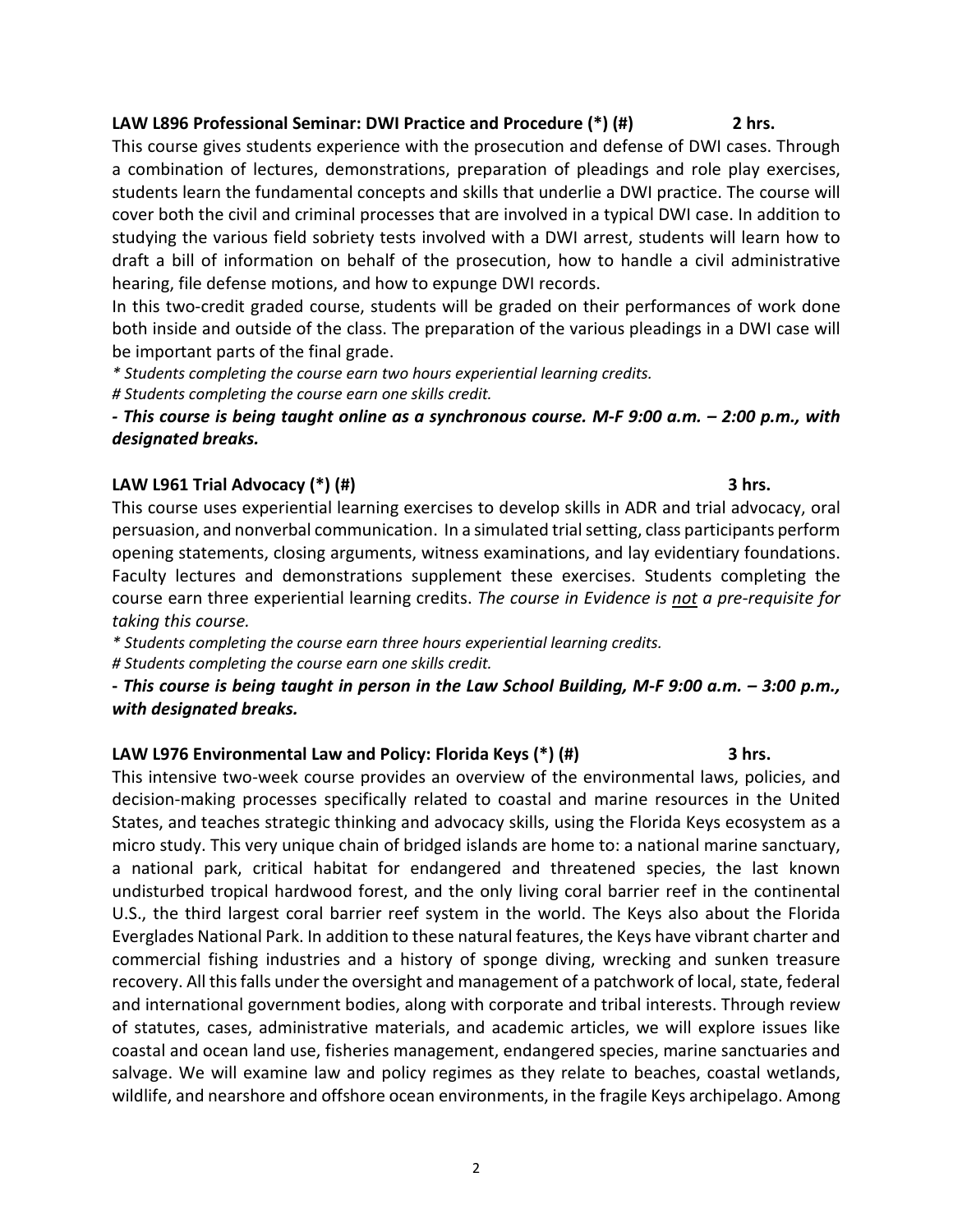### LAW L896 Professional Seminar: DWI Practice and Procedure (*) (#) — 2 hrs.

This course gives students experience with the prosecution and defense of DWI cases. Through a combination of lectures, demonstrations, preparation of pleadings and role play exercises, students learn the fundamental concepts and skills that underlie a DWI practice. The course will cover both the civil and criminal processes that are involved in a typical DWI case. In addition to studying the various field sobriety tests involved with a DWI arrest, students will learn how to draft a bill of information on behalf of the prosecution, how to handle a civil administrative hearing, file defense motions, and how to expunge DWI records.

In this two-credit graded course, students will be graded on their performances of work done both inside and outside of the class. The preparation of the various pleadings in a DWI case will be important parts of the final grade.

*\* Students completing the course earn two hours experiential learning credits.*

*# Students completing the course earn one skills credit.*

***- This course is being taught online as a synchronous course. M-F 9:00 a.m. – 2:00 p.m., with designated breaks.***

### LAW L961 Trial Advocacy (*) (#) — 3 hrs.

This course uses experiential learning exercises to develop skills in ADR and trial advocacy, oral persuasion, and nonverbal communication. In a simulated trial setting, class participants perform opening statements, closing arguments, witness examinations, and lay evidentiary foundations. Faculty lectures and demonstrations supplement these exercises. Students completing the course earn three experiential learning credits. *The course in Evidence is <u>not</u> a pre-requisite for taking this course.*

*\* Students completing the course earn three hours experiential learning credits.*

*# Students completing the course earn one skills credit.*

***- This course is being taught in person in the Law School Building, M-F 9:00 a.m. – 3:00 p.m., with designated breaks.***

### LAW L976 Environmental Law and Policy: Florida Keys (*) (#) — 3 hrs.

This intensive two-week course provides an overview of the environmental laws, policies, and decision-making processes specifically related to coastal and marine resources in the United States, and teaches strategic thinking and advocacy skills, using the Florida Keys ecosystem as a micro study. This very unique chain of bridged islands are home to: a national marine sanctuary, a national park, critical habitat for endangered and threatened species, the last known undisturbed tropical hardwood forest, and the only living coral barrier reef in the continental U.S., the third largest coral barrier reef system in the world. The Keys also about the Florida Everglades National Park. In addition to these natural features, the Keys have vibrant charter and commercial fishing industries and a history of sponge diving, wrecking and sunken treasure recovery. All this falls under the oversight and management of a patchwork of local, state, federal and international government bodies, along with corporate and tribal interests. Through review of statutes, cases, administrative materials, and academic articles, we will explore issues like coastal and ocean land use, fisheries management, endangered species, marine sanctuaries and salvage. We will examine law and policy regimes as they relate to beaches, coastal wetlands, wildlife, and nearshore and offshore ocean environments, in the fragile Keys archipelago. Among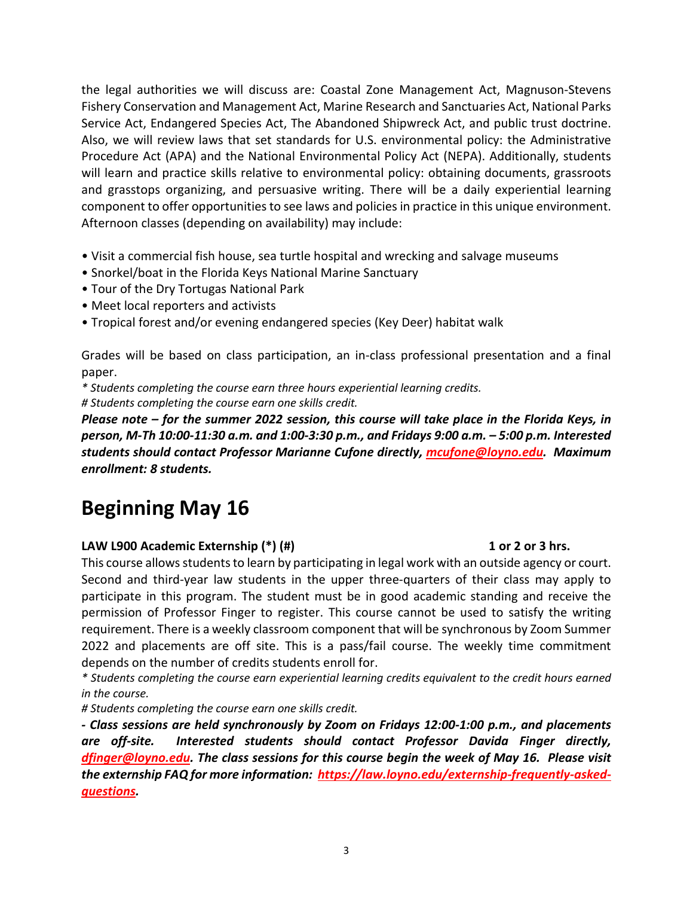the legal authorities we will discuss are: Coastal Zone Management Act, Magnuson-Stevens Fishery Conservation and Management Act, Marine Research and Sanctuaries Act, National Parks Service Act, Endangered Species Act, The Abandoned Shipwreck Act, and public trust doctrine. Also, we will review laws that set standards for U.S. environmental policy: the Administrative Procedure Act (APA) and the National Environmental Policy Act (NEPA). Additionally, students will learn and practice skills relative to environmental policy: obtaining documents, grassroots and grasstops organizing, and persuasive writing. There will be a daily experiential learning component to offer opportunities to see laws and policies in practice in this unique environment. Afternoon classes (depending on availability) may include:

- Visit a commercial fish house, sea turtle hospital and wrecking and salvage museums
- Snorkel/boat in the Florida Keys National Marine Sanctuary
- Tour of the Dry Tortugas National Park
- Meet local reporters and activists
- Tropical forest and/or evening endangered species (Key Deer) habitat walk

Grades will be based on class participation, an in-class professional presentation and a final paper.

*\* Students completing the course earn three hours experiential learning credits.*

*# Students completing the course earn one skills credit.*

***Please note – for the summer 2022 session, this course will take place in the Florida Keys, in person, M-Th 10:00-11:30 a.m. and 1:00-3:30 p.m., and Fridays 9:00 a.m. – 5:00 p.m. Interested students should contact Professor Marianne Cufone directly, [mcufone@loyno.edu](mailto:mcufone@loyno.edu). Maximum enrollment: 8 students.***

# Beginning May 16

**LAW L900 Academic Externship (*) (#)** **1 or 2 or 3 hrs.**

This course allows students to learn by participating in legal work with an outside agency or court. Second and third-year law students in the upper three-quarters of their class may apply to participate in this program. The student must be in good academic standing and receive the permission of Professor Finger to register. This course cannot be used to satisfy the writing requirement. There is a weekly classroom component that will be synchronous by Zoom Summer 2022 and placements are off site. This is a pass/fail course. The weekly time commitment depends on the number of credits students enroll for.

*\* Students completing the course earn experiential learning credits equivalent to the credit hours earned in the course.*

*# Students completing the course earn one skills credit.*

***- Class sessions are held synchronously by Zoom on Fridays 12:00-1:00 p.m., and placements are off-site. Interested students should contact Professor Davida Finger directly, [dfinger@loyno.edu](mailto:dfinger@loyno.edu). The class sessions for this course begin the week of May 16. Please visit the externship FAQ for more information: [https://law.loyno.edu/externship-frequently-asked-questions](https://law.loyno.edu/externship-frequently-asked-questions).***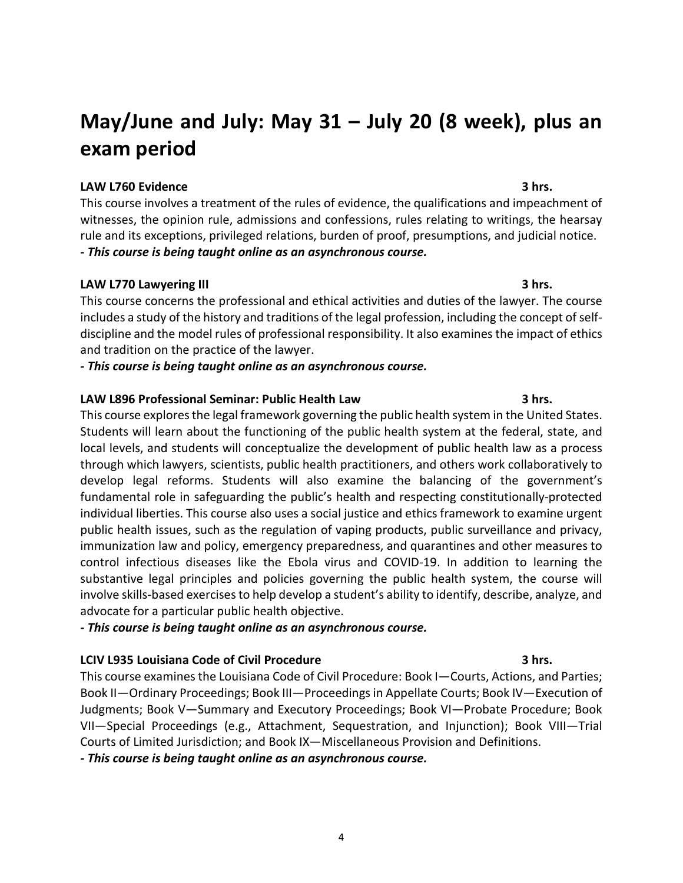# May/June and July: May 31 – July 20 (8 week), plus an exam period

**LAW L760 Evidence** **3 hrs.**

This course involves a treatment of the rules of evidence, the qualifications and impeachment of witnesses, the opinion rule, admissions and confessions, rules relating to writings, the hearsay rule and its exceptions, privileged relations, burden of proof, presumptions, and judicial notice.

***- This course is being taught online as an asynchronous course.***

**LAW L770 Lawyering III** **3 hrs.**

This course concerns the professional and ethical activities and duties of the lawyer. The course includes a study of the history and traditions of the legal profession, including the concept of self-discipline and the model rules of professional responsibility. It also examines the impact of ethics and tradition on the practice of the lawyer.

***- This course is being taught online as an asynchronous course.***

**LAW L896 Professional Seminar: Public Health Law** **3 hrs.**

This course explores the legal framework governing the public health system in the United States. Students will learn about the functioning of the public health system at the federal, state, and local levels, and students will conceptualize the development of public health law as a process through which lawyers, scientists, public health practitioners, and others work collaboratively to develop legal reforms. Students will also examine the balancing of the government's fundamental role in safeguarding the public's health and respecting constitutionally-protected individual liberties. This course also uses a social justice and ethics framework to examine urgent public health issues, such as the regulation of vaping products, public surveillance and privacy, immunization law and policy, emergency preparedness, and quarantines and other measures to control infectious diseases like the Ebola virus and COVID-19. In addition to learning the substantive legal principles and policies governing the public health system, the course will involve skills-based exercises to help develop a student's ability to identify, describe, analyze, and advocate for a particular public health objective.

***- This course is being taught online as an asynchronous course.***

**LCIV L935 Louisiana Code of Civil Procedure** **3 hrs.**

This course examines the Louisiana Code of Civil Procedure: Book I—Courts, Actions, and Parties; Book II—Ordinary Proceedings; Book III—Proceedings in Appellate Courts; Book IV—Execution of Judgments; Book V—Summary and Executory Proceedings; Book VI—Probate Procedure; Book VII—Special Proceedings (e.g., Attachment, Sequestration, and Injunction); Book VIII—Trial Courts of Limited Jurisdiction; and Book IX—Miscellaneous Provision and Definitions.

***- This course is being taught online as an asynchronous course.***